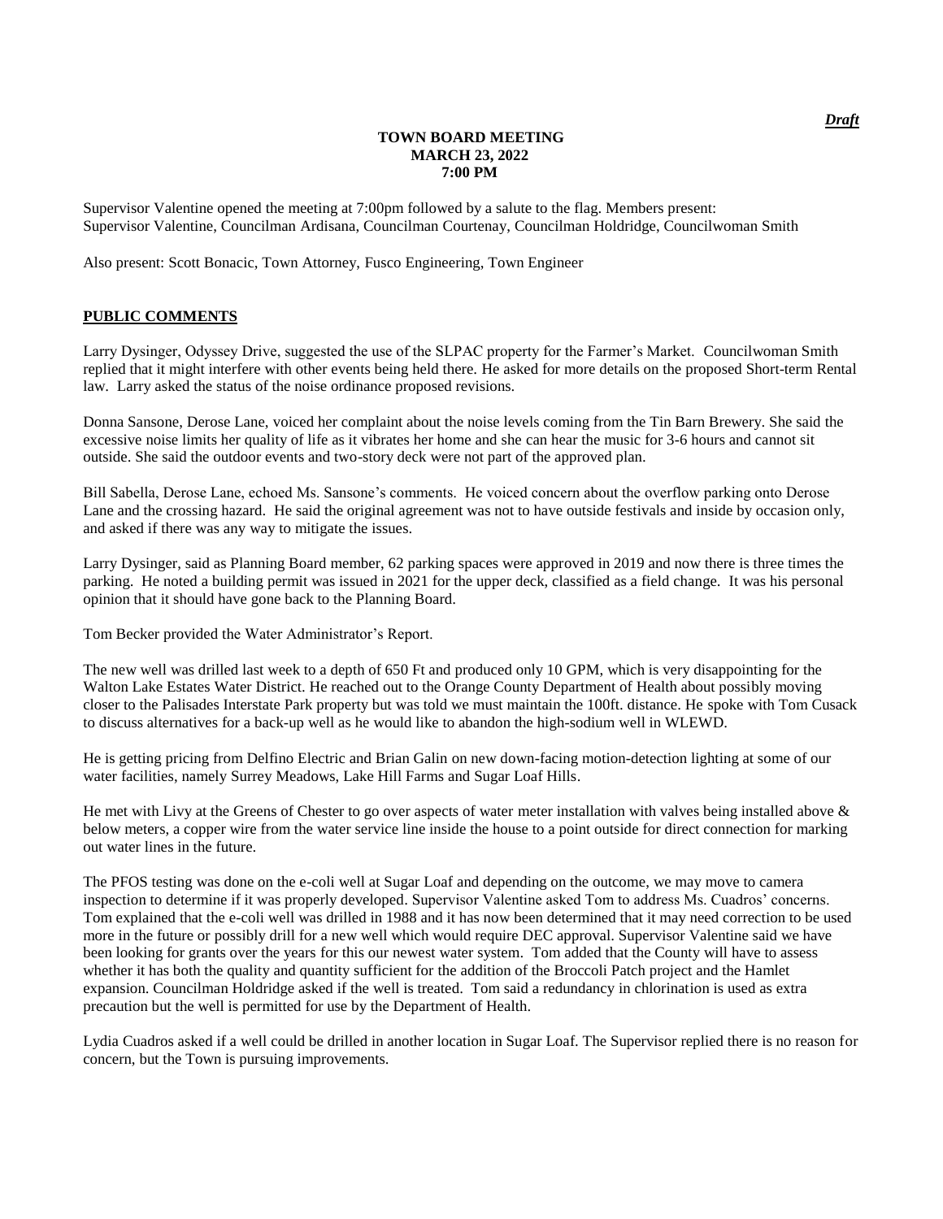*Draft*

**TOWN BOARD MEETING**
**MARCH 23, 2022**
**7:00 PM**

Supervisor Valentine opened the meeting at 7:00pm followed by a salute to the flag. Members present: Supervisor Valentine, Councilman Ardisana, Councilman Courtenay, Councilman Holdridge, Councilwoman Smith

Also present: Scott Bonacic, Town Attorney, Fusco Engineering, Town Engineer

## PUBLIC COMMENTS

Larry Dysinger, Odyssey Drive, suggested the use of the SLPAC property for the Farmer's Market. Councilwoman Smith replied that it might interfere with other events being held there. He asked for more details on the proposed Short-term Rental law. Larry asked the status of the noise ordinance proposed revisions.

Donna Sansone, Derose Lane, voiced her complaint about the noise levels coming from the Tin Barn Brewery. She said the excessive noise limits her quality of life as it vibrates her home and she can hear the music for 3-6 hours and cannot sit outside. She said the outdoor events and two-story deck were not part of the approved plan.

Bill Sabella, Derose Lane, echoed Ms. Sansone's comments. He voiced concern about the overflow parking onto Derose Lane and the crossing hazard. He said the original agreement was not to have outside festivals and inside by occasion only, and asked if there was any way to mitigate the issues.

Larry Dysinger, said as Planning Board member, 62 parking spaces were approved in 2019 and now there is three times the parking. He noted a building permit was issued in 2021 for the upper deck, classified as a field change. It was his personal opinion that it should have gone back to the Planning Board.

Tom Becker provided the Water Administrator's Report.

The new well was drilled last week to a depth of 650 Ft and produced only 10 GPM, which is very disappointing for the Walton Lake Estates Water District. He reached out to the Orange County Department of Health about possibly moving closer to the Palisades Interstate Park property but was told we must maintain the 100ft. distance. He spoke with Tom Cusack to discuss alternatives for a back-up well as he would like to abandon the high-sodium well in WLEWD.

He is getting pricing from Delfino Electric and Brian Galin on new down-facing motion-detection lighting at some of our water facilities, namely Surrey Meadows, Lake Hill Farms and Sugar Loaf Hills.

He met with Livy at the Greens of Chester to go over aspects of water meter installation with valves being installed above & below meters, a copper wire from the water service line inside the house to a point outside for direct connection for marking out water lines in the future.

The PFOS testing was done on the e-coli well at Sugar Loaf and depending on the outcome, we may move to camera inspection to determine if it was properly developed. Supervisor Valentine asked Tom to address Ms. Cuadros' concerns. Tom explained that the e-coli well was drilled in 1988 and it has now been determined that it may need correction to be used more in the future or possibly drill for a new well which would require DEC approval. Supervisor Valentine said we have been looking for grants over the years for this our newest water system. Tom added that the County will have to assess whether it has both the quality and quantity sufficient for the addition of the Broccoli Patch project and the Hamlet expansion. Councilman Holdridge asked if the well is treated. Tom said a redundancy in chlorination is used as extra precaution but the well is permitted for use by the Department of Health.

Lydia Cuadros asked if a well could be drilled in another location in Sugar Loaf. The Supervisor replied there is no reason for concern, but the Town is pursuing improvements.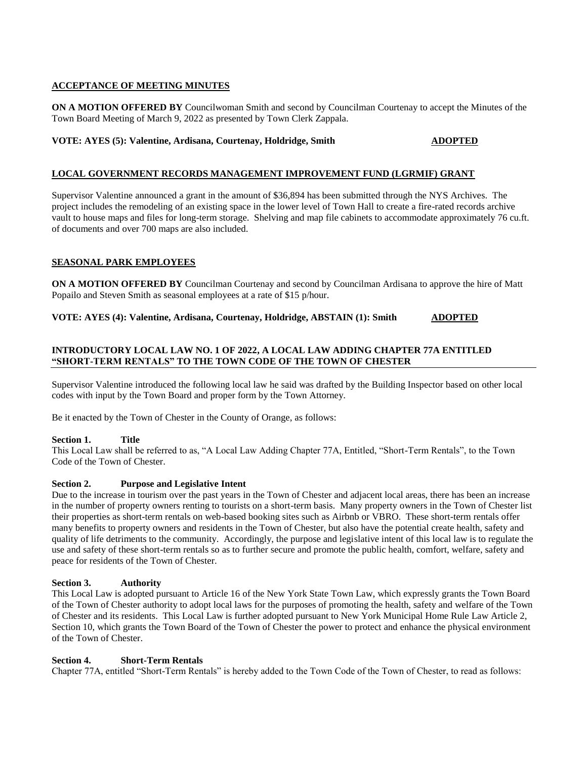**ACCEPTANCE OF MEETING MINUTES**

**ON A MOTION OFFERED BY** Councilwoman Smith and second by Councilman Courtenay to accept the Minutes of the Town Board Meeting of March 9, 2022 as presented by Town Clerk Zappala.

**VOTE: AYES (5): Valentine, Ardisana, Courtenay, Holdridge, Smith** **ADOPTED**

**LOCAL GOVERNMENT RECORDS MANAGEMENT IMPROVEMENT FUND (LGRMIF) GRANT**

Supervisor Valentine announced a grant in the amount of $36,894 has been submitted through the NYS Archives. The project includes the remodeling of an existing space in the lower level of Town Hall to create a fire-rated records archive vault to house maps and files for long-term storage. Shelving and map file cabinets to accommodate approximately 76 cu.ft. of documents and over 700 maps are also included.

**SEASONAL PARK EMPLOYEES**

**ON A MOTION OFFERED BY** Councilman Courtenay and second by Councilman Ardisana to approve the hire of Matt Popailo and Steven Smith as seasonal employees at a rate of $15 p/hour.

**VOTE: AYES (4): Valentine, Ardisana, Courtenay, Holdridge, ABSTAIN (1): Smith** **ADOPTED**

**INTRODUCTORY LOCAL LAW NO. 1 OF 2022, A LOCAL LAW ADDING CHAPTER 77A ENTITLED "SHORT-TERM RENTALS" TO THE TOWN CODE OF THE TOWN OF CHESTER**

Supervisor Valentine introduced the following local law he said was drafted by the Building Inspector based on other local codes with input by the Town Board and proper form by the Town Attorney.

Be it enacted by the Town of Chester in the County of Orange, as follows:

**Section 1. Title**
This Local Law shall be referred to as, "A Local Law Adding Chapter 77A, Entitled, "Short-Term Rentals", to the Town Code of the Town of Chester.

**Section 2. Purpose and Legislative Intent**
Due to the increase in tourism over the past years in the Town of Chester and adjacent local areas, there has been an increase in the number of property owners renting to tourists on a short-term basis. Many property owners in the Town of Chester list their properties as short-term rentals on web-based booking sites such as Airbnb or VBRO. These short-term rentals offer many benefits to property owners and residents in the Town of Chester, but also have the potential create health, safety and quality of life detriments to the community. Accordingly, the purpose and legislative intent of this local law is to regulate the use and safety of these short-term rentals so as to further secure and promote the public health, comfort, welfare, safety and peace for residents of the Town of Chester.

**Section 3. Authority**
This Local Law is adopted pursuant to Article 16 of the New York State Town Law, which expressly grants the Town Board of the Town of Chester authority to adopt local laws for the purposes of promoting the health, safety and welfare of the Town of Chester and its residents. This Local Law is further adopted pursuant to New York Municipal Home Rule Law Article 2, Section 10, which grants the Town Board of the Town of Chester the power to protect and enhance the physical environment of the Town of Chester.

**Section 4. Short-Term Rentals**
Chapter 77A, entitled "Short-Term Rentals" is hereby added to the Town Code of the Town of Chester, to read as follows: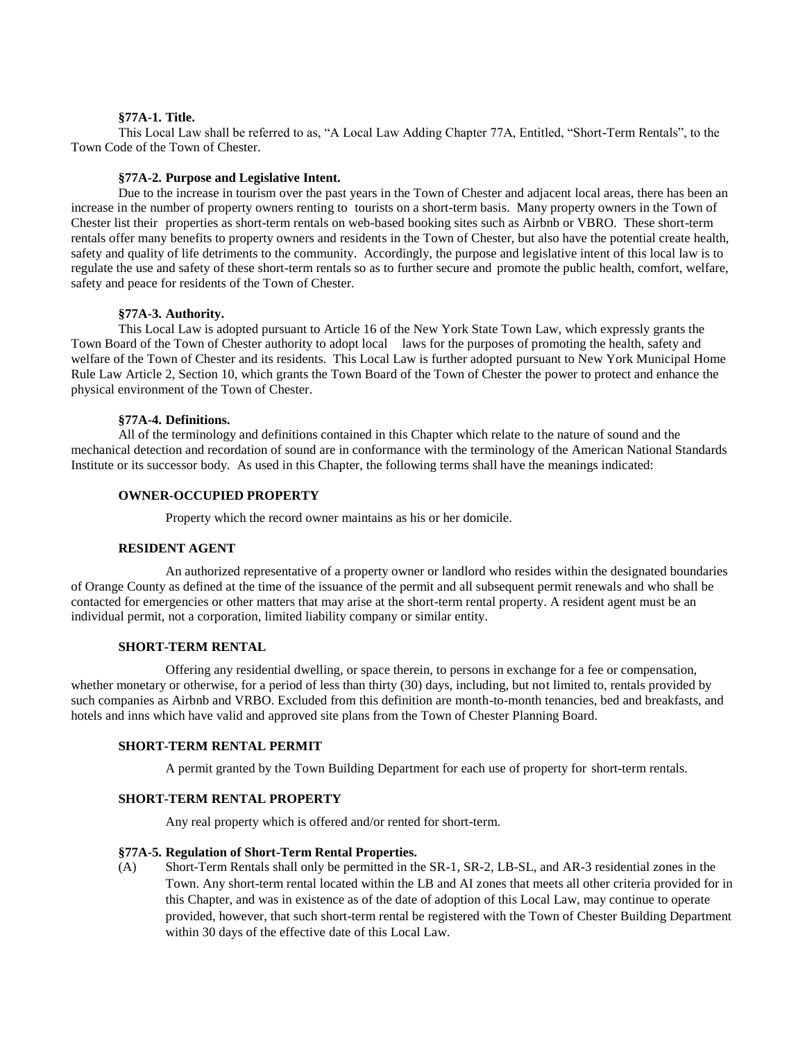**§77A-1. Title.**

This Local Law shall be referred to as, "A Local Law Adding Chapter 77A, Entitled, "Short-Term Rentals", to the Town Code of the Town of Chester.

**§77A-2. Purpose and Legislative Intent.**

Due to the increase in tourism over the past years in the Town of Chester and adjacent local areas, there has been an increase in the number of property owners renting to tourists on a short-term basis. Many property owners in the Town of Chester list their properties as short-term rentals on web-based booking sites such as Airbnb or VBRO. These short-term rentals offer many benefits to property owners and residents in the Town of Chester, but also have the potential create health, safety and quality of life detriments to the community. Accordingly, the purpose and legislative intent of this local law is to regulate the use and safety of these short-term rentals so as to further secure and promote the public health, comfort, welfare, safety and peace for residents of the Town of Chester.

**§77A-3. Authority.**

This Local Law is adopted pursuant to Article 16 of the New York State Town Law, which expressly grants the Town Board of the Town of Chester authority to adopt local laws for the purposes of promoting the health, safety and welfare of the Town of Chester and its residents. This Local Law is further adopted pursuant to New York Municipal Home Rule Law Article 2, Section 10, which grants the Town Board of the Town of Chester the power to protect and enhance the physical environment of the Town of Chester.

**§77A-4. Definitions.**

All of the terminology and definitions contained in this Chapter which relate to the nature of sound and the mechanical detection and recordation of sound are in conformance with the terminology of the American National Standards Institute or its successor body. As used in this Chapter, the following terms shall have the meanings indicated:

**OWNER-OCCUPIED PROPERTY**

Property which the record owner maintains as his or her domicile.

**RESIDENT AGENT**

An authorized representative of a property owner or landlord who resides within the designated boundaries of Orange County as defined at the time of the issuance of the permit and all subsequent permit renewals and who shall be contacted for emergencies or other matters that may arise at the short-term rental property. A resident agent must be an individual permit, not a corporation, limited liability company or similar entity.

**SHORT-TERM RENTAL**

Offering any residential dwelling, or space therein, to persons in exchange for a fee or compensation, whether monetary or otherwise, for a period of less than thirty (30) days, including, but not limited to, rentals provided by such companies as Airbnb and VRBO. Excluded from this definition are month-to-month tenancies, bed and breakfasts, and hotels and inns which have valid and approved site plans from the Town of Chester Planning Board.

**SHORT-TERM RENTAL PERMIT**

A permit granted by the Town Building Department for each use of property for short-term rentals.

**SHORT-TERM RENTAL PROPERTY**

Any real property which is offered and/or rented for short-term.

**§77A-5. Regulation of Short-Term Rental Properties.**

(A) Short-Term Rentals shall only be permitted in the SR-1, SR-2, LB-SL, and AR-3 residential zones in the Town. Any short-term rental located within the LB and AI zones that meets all other criteria provided for in this Chapter, and was in existence as of the date of adoption of this Local Law, may continue to operate provided, however, that such short-term rental be registered with the Town of Chester Building Department within 30 days of the effective date of this Local Law.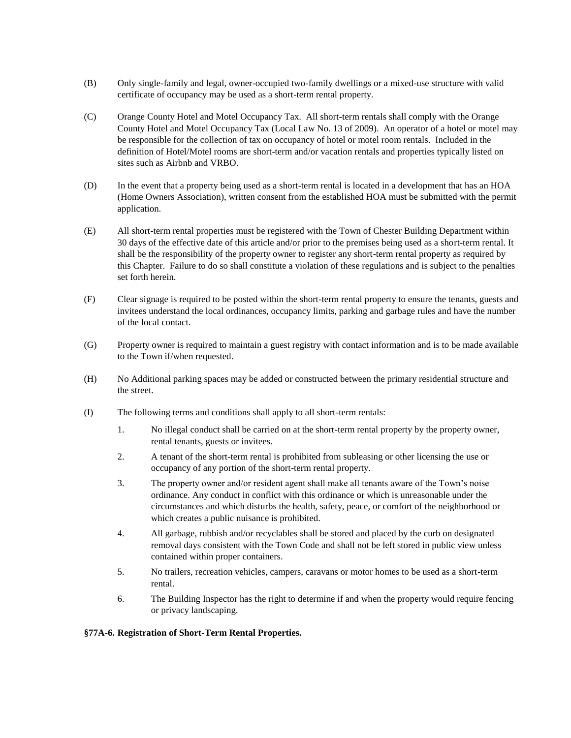(B) Only single-family and legal, owner-occupied two-family dwellings or a mixed-use structure with valid certificate of occupancy may be used as a short-term rental property.

(C) Orange County Hotel and Motel Occupancy Tax. All short-term rentals shall comply with the Orange County Hotel and Motel Occupancy Tax (Local Law No. 13 of 2009). An operator of a hotel or motel may be responsible for the collection of tax on occupancy of hotel or motel room rentals. Included in the definition of Hotel/Motel rooms are short-term and/or vacation rentals and properties typically listed on sites such as Airbnb and VRBO.

(D) In the event that a property being used as a short-term rental is located in a development that has an HOA (Home Owners Association), written consent from the established HOA must be submitted with the permit application.

(E) All short-term rental properties must be registered with the Town of Chester Building Department within 30 days of the effective date of this article and/or prior to the premises being used as a short-term rental. It shall be the responsibility of the property owner to register any short-term rental property as required by this Chapter. Failure to do so shall constitute a violation of these regulations and is subject to the penalties set forth herein.

(F) Clear signage is required to be posted within the short-term rental property to ensure the tenants, guests and invitees understand the local ordinances, occupancy limits, parking and garbage rules and have the number of the local contact.

(G) Property owner is required to maintain a guest registry with contact information and is to be made available to the Town if/when requested.

(H) No Additional parking spaces may be added or constructed between the primary residential structure and the street.

(I) The following terms and conditions shall apply to all short-term rentals:

1. No illegal conduct shall be carried on at the short-term rental property by the property owner, rental tenants, guests or invitees.
2. A tenant of the short-term rental is prohibited from subleasing or other licensing the use or occupancy of any portion of the short-term rental property.
3. The property owner and/or resident agent shall make all tenants aware of the Town's noise ordinance. Any conduct in conflict with this ordinance or which is unreasonable under the circumstances and which disturbs the health, safety, peace, or comfort of the neighborhood or which creates a public nuisance is prohibited.
4. All garbage, rubbish and/or recyclables shall be stored and placed by the curb on designated removal days consistent with the Town Code and shall not be left stored in public view unless contained within proper containers.
5. No trailers, recreation vehicles, campers, caravans or motor homes to be used as a short-term rental.
6. The Building Inspector has the right to determine if and when the property would require fencing or privacy landscaping.

**§77A-6. Registration of Short-Term Rental Properties.**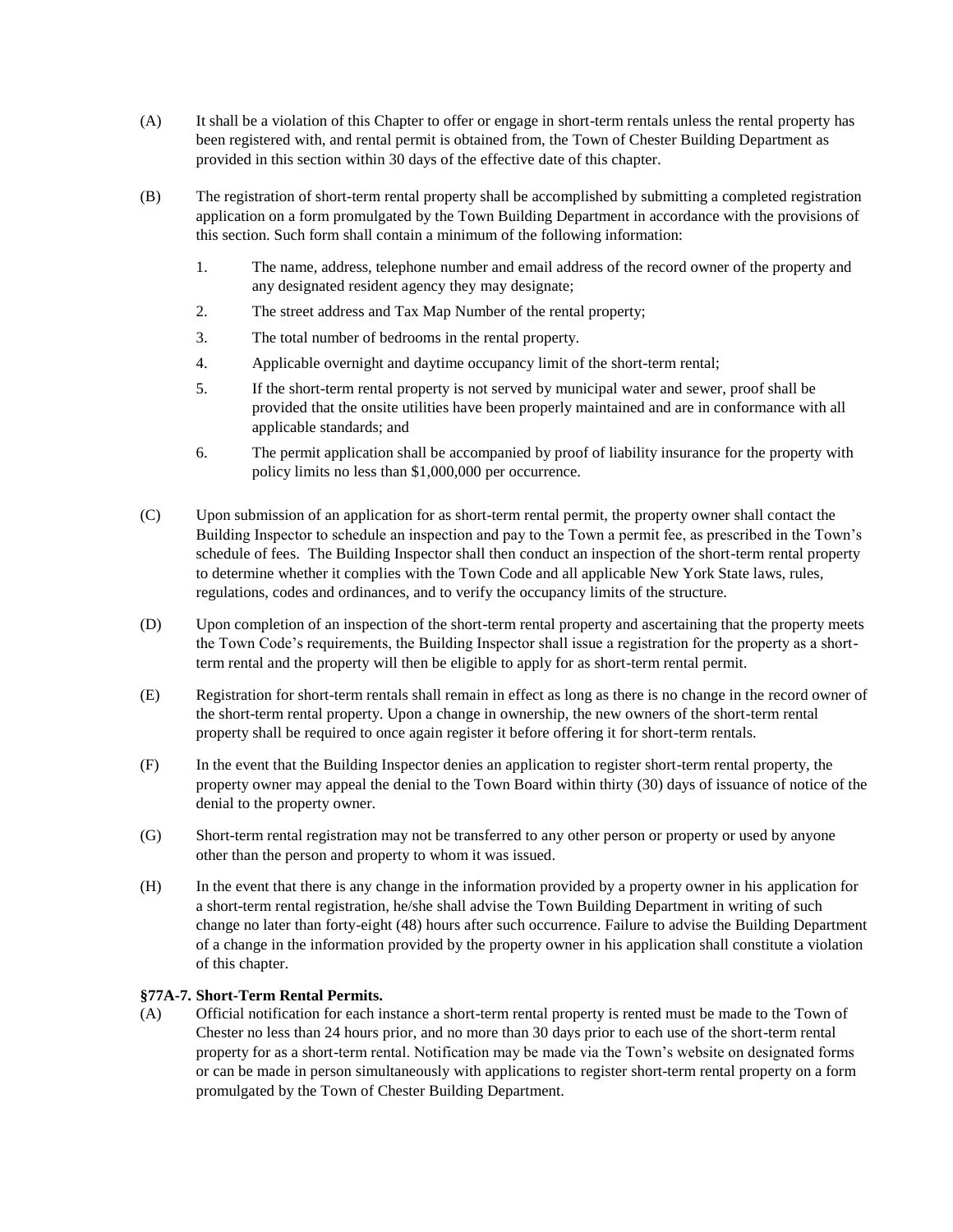(A) It shall be a violation of this Chapter to offer or engage in short-term rentals unless the rental property has been registered with, and rental permit is obtained from, the Town of Chester Building Department as provided in this section within 30 days of the effective date of this chapter.

(B) The registration of short-term rental property shall be accomplished by submitting a completed registration application on a form promulgated by the Town Building Department in accordance with the provisions of this section. Such form shall contain a minimum of the following information:

1. The name, address, telephone number and email address of the record owner of the property and any designated resident agency they may designate;
2. The street address and Tax Map Number of the rental property;
3. The total number of bedrooms in the rental property.
4. Applicable overnight and daytime occupancy limit of the short-term rental;
5. If the short-term rental property is not served by municipal water and sewer, proof shall be provided that the onsite utilities have been properly maintained and are in conformance with all applicable standards; and
6. The permit application shall be accompanied by proof of liability insurance for the property with policy limits no less than $1,000,000 per occurrence.

(C) Upon submission of an application for as short-term rental permit, the property owner shall contact the Building Inspector to schedule an inspection and pay to the Town a permit fee, as prescribed in the Town's schedule of fees. The Building Inspector shall then conduct an inspection of the short-term rental property to determine whether it complies with the Town Code and all applicable New York State laws, rules, regulations, codes and ordinances, and to verify the occupancy limits of the structure.

(D) Upon completion of an inspection of the short-term rental property and ascertaining that the property meets the Town Code's requirements, the Building Inspector shall issue a registration for the property as a short-term rental and the property will then be eligible to apply for as short-term rental permit.

(E) Registration for short-term rentals shall remain in effect as long as there is no change in the record owner of the short-term rental property. Upon a change in ownership, the new owners of the short-term rental property shall be required to once again register it before offering it for short-term rentals.

(F) In the event that the Building Inspector denies an application to register short-term rental property, the property owner may appeal the denial to the Town Board within thirty (30) days of issuance of notice of the denial to the property owner.

(G) Short-term rental registration may not be transferred to any other person or property or used by anyone other than the person and property to whom it was issued.

(H) In the event that there is any change in the information provided by a property owner in his application for a short-term rental registration, he/she shall advise the Town Building Department in writing of such change no later than forty-eight (48) hours after such occurrence. Failure to advise the Building Department of a change in the information provided by the property owner in his application shall constitute a violation of this chapter.

**§77A-7. Short-Term Rental Permits.**

(A) Official notification for each instance a short-term rental property is rented must be made to the Town of Chester no less than 24 hours prior, and no more than 30 days prior to each use of the short-term rental property for as a short-term rental. Notification may be made via the Town's website on designated forms or can be made in person simultaneously with applications to register short-term rental property on a form promulgated by the Town of Chester Building Department.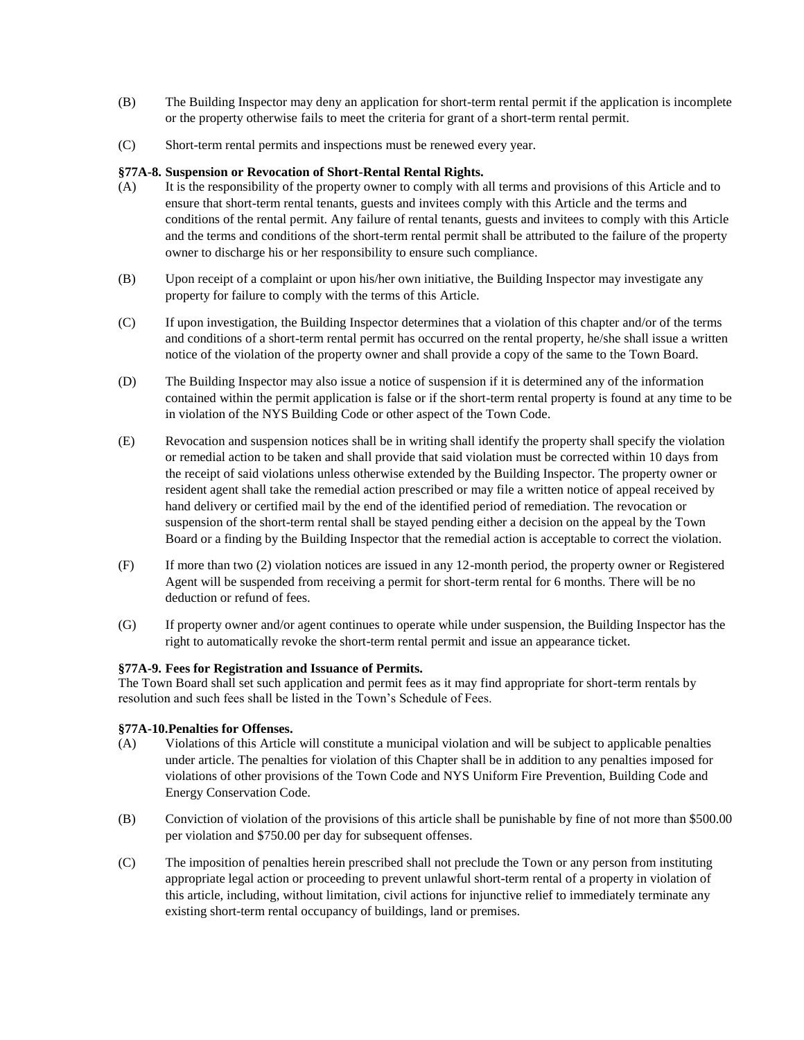(B) The Building Inspector may deny an application for short-term rental permit if the application is incomplete or the property otherwise fails to meet the criteria for grant of a short-term rental permit.

(C) Short-term rental permits and inspections must be renewed every year.

**§77A-8. Suspension or Revocation of Short-Rental Rental Rights.**

(A) It is the responsibility of the property owner to comply with all terms and provisions of this Article and to ensure that short-term rental tenants, guests and invitees comply with this Article and the terms and conditions of the rental permit. Any failure of rental tenants, guests and invitees to comply with this Article and the terms and conditions of the short-term rental permit shall be attributed to the failure of the property owner to discharge his or her responsibility to ensure such compliance.

(B) Upon receipt of a complaint or upon his/her own initiative, the Building Inspector may investigate any property for failure to comply with the terms of this Article.

(C) If upon investigation, the Building Inspector determines that a violation of this chapter and/or of the terms and conditions of a short-term rental permit has occurred on the rental property, he/she shall issue a written notice of the violation of the property owner and shall provide a copy of the same to the Town Board.

(D) The Building Inspector may also issue a notice of suspension if it is determined any of the information contained within the permit application is false or if the short-term rental property is found at any time to be in violation of the NYS Building Code or other aspect of the Town Code.

(E) Revocation and suspension notices shall be in writing shall identify the property shall specify the violation or remedial action to be taken and shall provide that said violation must be corrected within 10 days from the receipt of said violations unless otherwise extended by the Building Inspector. The property owner or resident agent shall take the remedial action prescribed or may file a written notice of appeal received by hand delivery or certified mail by the end of the identified period of remediation. The revocation or suspension of the short-term rental shall be stayed pending either a decision on the appeal by the Town Board or a finding by the Building Inspector that the remedial action is acceptable to correct the violation.

(F) If more than two (2) violation notices are issued in any 12-month period, the property owner or Registered Agent will be suspended from receiving a permit for short-term rental for 6 months. There will be no deduction or refund of fees.

(G) If property owner and/or agent continues to operate while under suspension, the Building Inspector has the right to automatically revoke the short-term rental permit and issue an appearance ticket.

**§77A-9. Fees for Registration and Issuance of Permits.**

The Town Board shall set such application and permit fees as it may find appropriate for short-term rentals by resolution and such fees shall be listed in the Town's Schedule of Fees.

**§77A-10.Penalties for Offenses.**

(A) Violations of this Article will constitute a municipal violation and will be subject to applicable penalties under article. The penalties for violation of this Chapter shall be in addition to any penalties imposed for violations of other provisions of the Town Code and NYS Uniform Fire Prevention, Building Code and Energy Conservation Code.

(B) Conviction of violation of the provisions of this article shall be punishable by fine of not more than $500.00 per violation and $750.00 per day for subsequent offenses.

(C) The imposition of penalties herein prescribed shall not preclude the Town or any person from instituting appropriate legal action or proceeding to prevent unlawful short-term rental of a property in violation of this article, including, without limitation, civil actions for injunctive relief to immediately terminate any existing short-term rental occupancy of buildings, land or premises.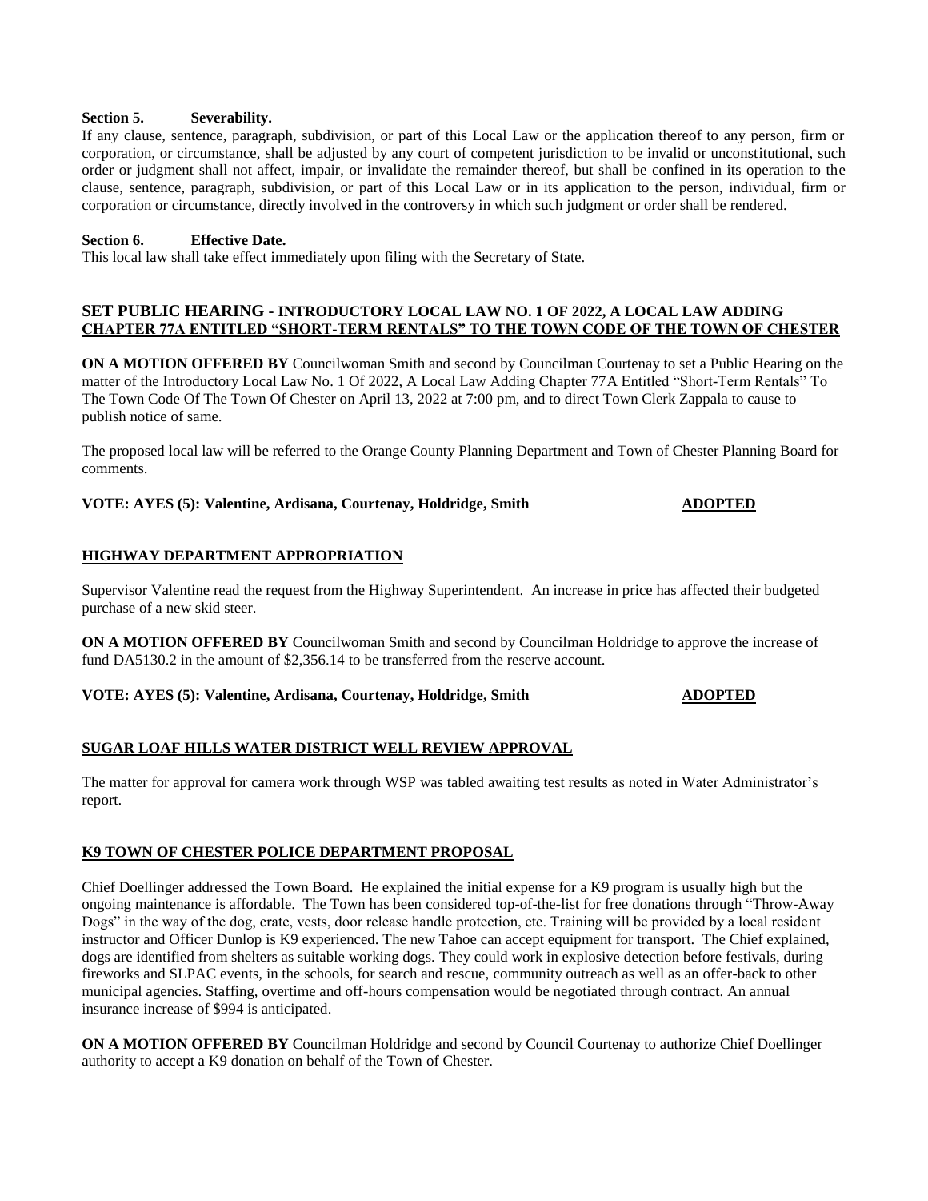**Section 5. Severability.**
If any clause, sentence, paragraph, subdivision, or part of this Local Law or the application thereof to any person, firm or corporation, or circumstance, shall be adjusted by any court of competent jurisdiction to be invalid or unconstitutional, such order or judgment shall not affect, impair, or invalidate the remainder thereof, but shall be confined in its operation to the clause, sentence, paragraph, subdivision, or part of this Local Law or in its application to the person, individual, firm or corporation or circumstance, directly involved in the controversy in which such judgment or order shall be rendered.

**Section 6. Effective Date.**
This local law shall take effect immediately upon filing with the Secretary of State.

## SET PUBLIC HEARING - INTRODUCTORY LOCAL LAW NO. 1 OF 2022, A LOCAL LAW ADDING CHAPTER 77A ENTITLED "SHORT-TERM RENTALS" TO THE TOWN CODE OF THE TOWN OF CHESTER

**ON A MOTION OFFERED BY** Councilwoman Smith and second by Councilman Courtenay to set a Public Hearing on the matter of the Introductory Local Law No. 1 Of 2022, A Local Law Adding Chapter 77A Entitled "Short-Term Rentals" To The Town Code Of The Town Of Chester on April 13, 2022 at 7:00 pm, and to direct Town Clerk Zappala to cause to publish notice of same.

The proposed local law will be referred to the Orange County Planning Department and Town of Chester Planning Board for comments.

**VOTE: AYES (5): Valentine, Ardisana, Courtenay, Holdridge, Smith** **ADOPTED**

## HIGHWAY DEPARTMENT APPROPRIATION

Supervisor Valentine read the request from the Highway Superintendent. An increase in price has affected their budgeted purchase of a new skid steer.

**ON A MOTION OFFERED BY** Councilwoman Smith and second by Councilman Holdridge to approve the increase of fund DA5130.2 in the amount of $2,356.14 to be transferred from the reserve account.

**VOTE: AYES (5): Valentine, Ardisana, Courtenay, Holdridge, Smith** **ADOPTED**

## SUGAR LOAF HILLS WATER DISTRICT WELL REVIEW APPROVAL

The matter for approval for camera work through WSP was tabled awaiting test results as noted in Water Administrator's report.

## K9 TOWN OF CHESTER POLICE DEPARTMENT PROPOSAL

Chief Doellinger addressed the Town Board. He explained the initial expense for a K9 program is usually high but the ongoing maintenance is affordable. The Town has been considered top-of-the-list for free donations through "Throw-Away Dogs" in the way of the dog, crate, vests, door release handle protection, etc. Training will be provided by a local resident instructor and Officer Dunlop is K9 experienced. The new Tahoe can accept equipment for transport. The Chief explained, dogs are identified from shelters as suitable working dogs. They could work in explosive detection before festivals, during fireworks and SLPAC events, in the schools, for search and rescue, community outreach as well as an offer-back to other municipal agencies. Staffing, overtime and off-hours compensation would be negotiated through contract. An annual insurance increase of $994 is anticipated.

**ON A MOTION OFFERED BY** Councilman Holdridge and second by Council Courtenay to authorize Chief Doellinger authority to accept a K9 donation on behalf of the Town of Chester.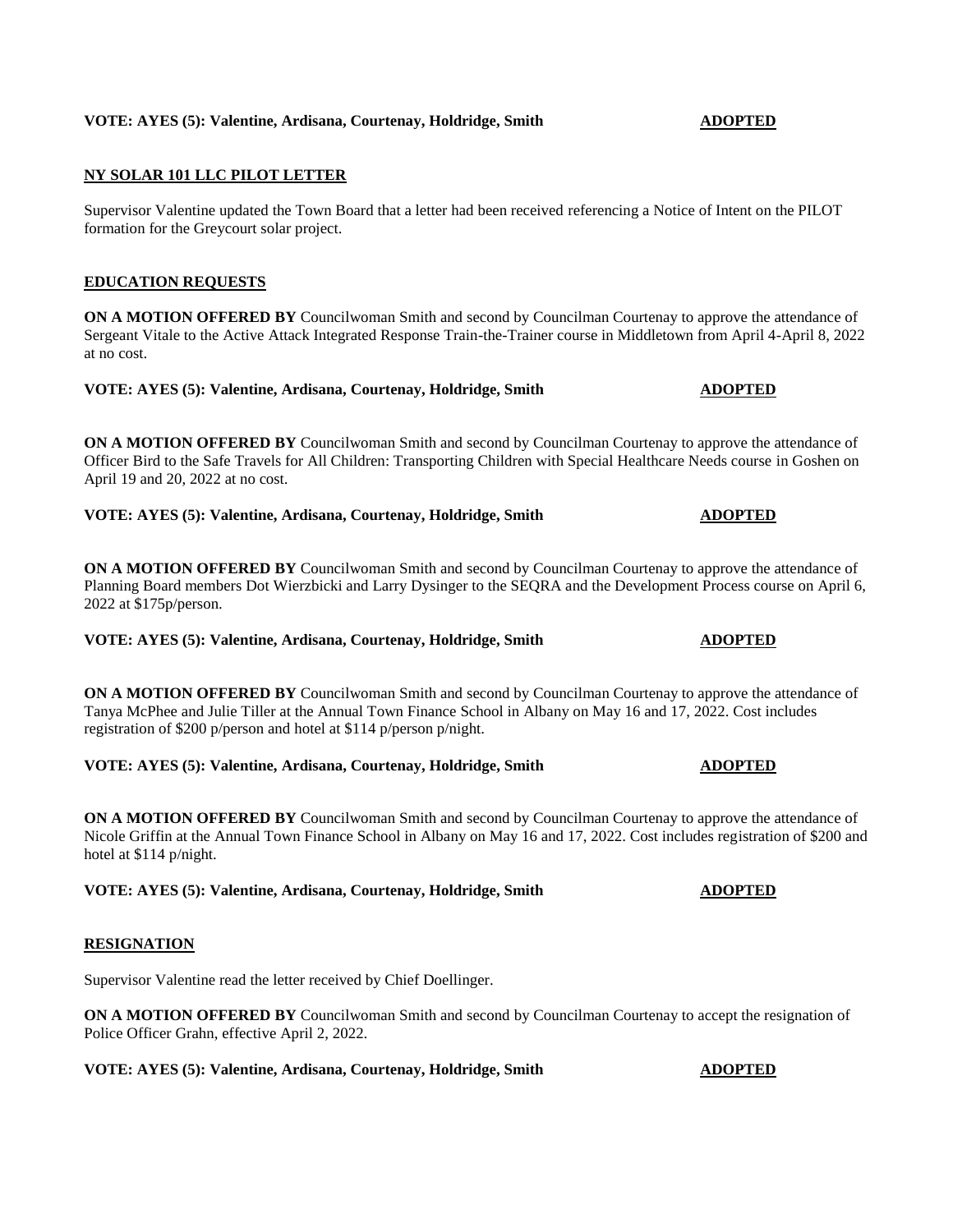**VOTE: AYES (5): Valentine, Ardisana, Courtenay, Holdridge, Smith** **ADOPTED**

**NY SOLAR 101 LLC PILOT LETTER**

Supervisor Valentine updated the Town Board that a letter had been received referencing a Notice of Intent on the PILOT formation for the Greycourt solar project.

**EDUCATION REQUESTS**

**ON A MOTION OFFERED BY** Councilwoman Smith and second by Councilman Courtenay to approve the attendance of Sergeant Vitale to the Active Attack Integrated Response Train-the-Trainer course in Middletown from April 4-April 8, 2022 at no cost.

**VOTE: AYES (5): Valentine, Ardisana, Courtenay, Holdridge, Smith** **ADOPTED**

**ON A MOTION OFFERED BY** Councilwoman Smith and second by Councilman Courtenay to approve the attendance of Officer Bird to the Safe Travels for All Children: Transporting Children with Special Healthcare Needs course in Goshen on April 19 and 20, 2022 at no cost.

**VOTE: AYES (5): Valentine, Ardisana, Courtenay, Holdridge, Smith** **ADOPTED**

**ON A MOTION OFFERED BY** Councilwoman Smith and second by Councilman Courtenay to approve the attendance of Planning Board members Dot Wierzbicki and Larry Dysinger to the SEQRA and the Development Process course on April 6, 2022 at $175p/person.

**VOTE: AYES (5): Valentine, Ardisana, Courtenay, Holdridge, Smith** **ADOPTED**

**ON A MOTION OFFERED BY** Councilwoman Smith and second by Councilman Courtenay to approve the attendance of Tanya McPhee and Julie Tiller at the Annual Town Finance School in Albany on May 16 and 17, 2022. Cost includes registration of $200 p/person and hotel at $114 p/person p/night.

**VOTE: AYES (5): Valentine, Ardisana, Courtenay, Holdridge, Smith** **ADOPTED**

**ON A MOTION OFFERED BY** Councilwoman Smith and second by Councilman Courtenay to approve the attendance of Nicole Griffin at the Annual Town Finance School in Albany on May 16 and 17, 2022. Cost includes registration of $200 and hotel at $114 p/night.

**VOTE: AYES (5): Valentine, Ardisana, Courtenay, Holdridge, Smith** **ADOPTED**

**RESIGNATION**

Supervisor Valentine read the letter received by Chief Doellinger.

**ON A MOTION OFFERED BY** Councilwoman Smith and second by Councilman Courtenay to accept the resignation of Police Officer Grahn, effective April 2, 2022.

**VOTE: AYES (5): Valentine, Ardisana, Courtenay, Holdridge, Smith** **ADOPTED**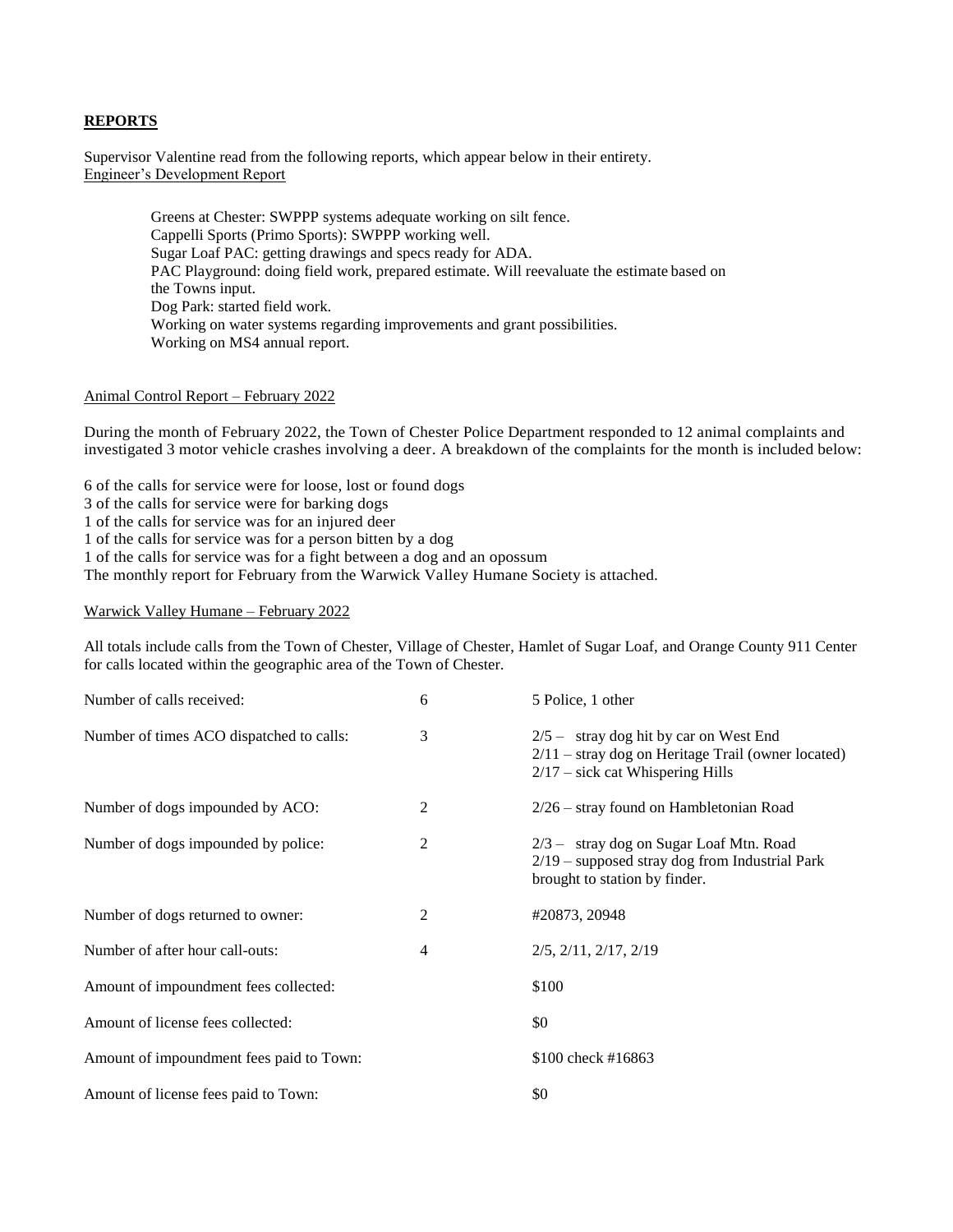**REPORTS**

Supervisor Valentine read from the following reports, which appear below in their entirety.

Engineer's Development Report

> Greens at Chester: SWPPP systems adequate working on silt fence.
> Cappelli Sports (Primo Sports): SWPPP working well.
> Sugar Loaf PAC: getting drawings and specs ready for ADA.
> PAC Playground: doing field work, prepared estimate. Will reevaluate the estimate based on the Towns input.
> Dog Park: started field work.
> Working on water systems regarding improvements and grant possibilities.
> Working on MS4 annual report.

Animal Control Report – February 2022

During the month of February 2022, the Town of Chester Police Department responded to 12 animal complaints and investigated 3 motor vehicle crashes involving a deer. A breakdown of the complaints for the month is included below:

6 of the calls for service were for loose, lost or found dogs
3 of the calls for service were for barking dogs
1 of the calls for service was for an injured deer
1 of the calls for service was for a person bitten by a dog
1 of the calls for service was for a fight between a dog and an opossum
The monthly report for February from the Warwick Valley Humane Society is attached.

Warwick Valley Humane – February 2022

All totals include calls from the Town of Chester, Village of Chester, Hamlet of Sugar Loaf, and Orange County 911 Center for calls located within the geographic area of the Town of Chester.

| | | |
|---|---|---|
| Number of calls received: | 6 | 5 Police, 1 other |
| Number of times ACO dispatched to calls: | 3 | 2/5 – stray dog hit by car on West End<br>2/11 – stray dog on Heritage Trail (owner located)<br>2/17 – sick cat Whispering Hills |
| Number of dogs impounded by ACO: | 2 | 2/26 – stray found on Hambletonian Road |
| Number of dogs impounded by police: | 2 | 2/3 – stray dog on Sugar Loaf Mtn. Road<br>2/19 – supposed stray dog from Industrial Park brought to station by finder. |
| Number of dogs returned to owner: | 2 | #20873, 20948 |
| Number of after hour call-outs: | 4 | 2/5, 2/11, 2/17, 2/19 |
| Amount of impoundment fees collected: | | $100 |
| Amount of license fees collected: | | $0 |
| Amount of impoundment fees paid to Town: | | $100 check #16863 |
| Amount of license fees paid to Town: | | $0 |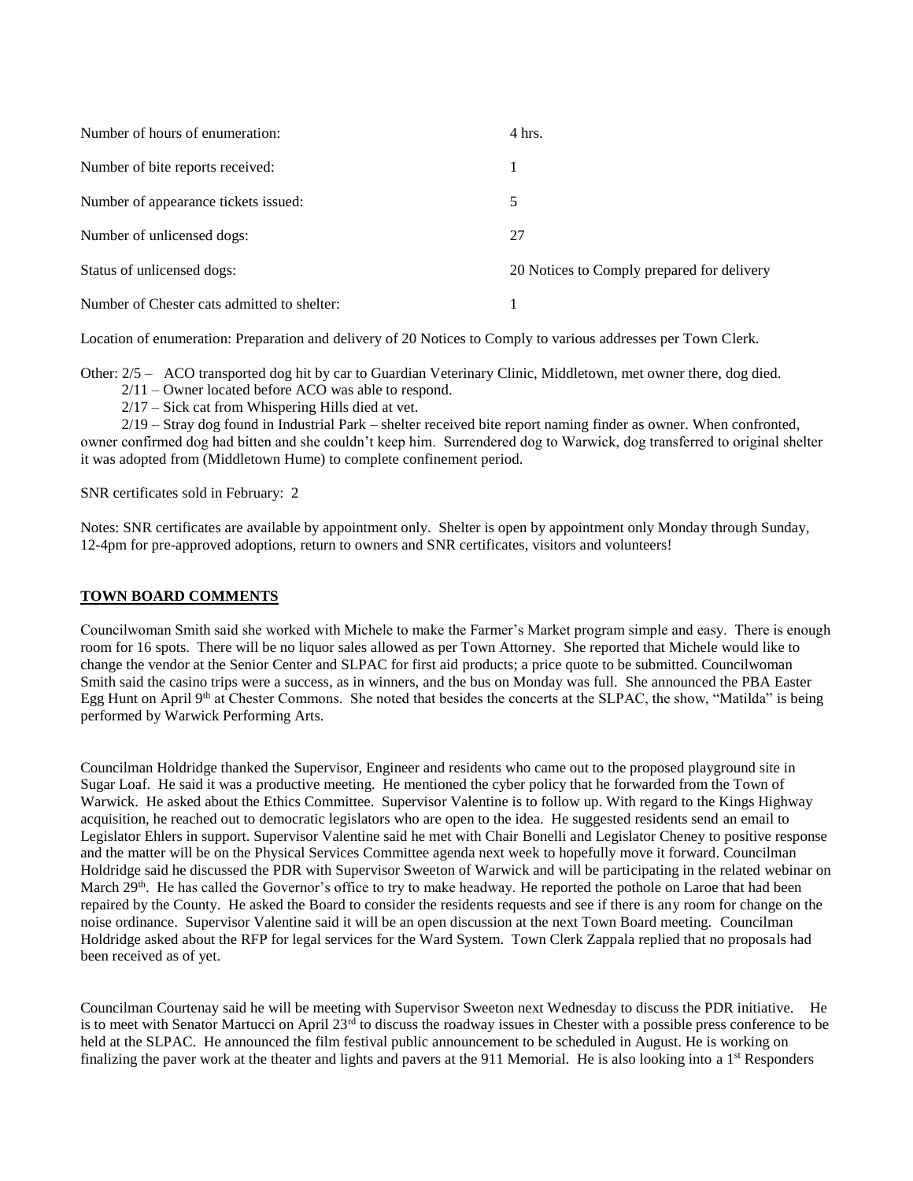| | |
|---|---|
| Number of hours of enumeration: | 4 hrs. |
| Number of bite reports received: | 1 |
| Number of appearance tickets issued: | 5 |
| Number of unlicensed dogs: | 27 |
| Status of unlicensed dogs: | 20 Notices to Comply prepared for delivery |
| Number of Chester cats admitted to shelter: | 1 |

Location of enumeration: Preparation and delivery of 20 Notices to Comply to various addresses per Town Clerk.

Other: 2/5 – ACO transported dog hit by car to Guardian Veterinary Clinic, Middletown, met owner there, dog died.
2/11 – Owner located before ACO was able to respond.
2/17 – Sick cat from Whispering Hills died at vet.
2/19 – Stray dog found in Industrial Park – shelter received bite report naming finder as owner. When confronted, owner confirmed dog had bitten and she couldn't keep him. Surrendered dog to Warwick, dog transferred to original shelter it was adopted from (Middletown Hume) to complete confinement period.

SNR certificates sold in February: 2

Notes: SNR certificates are available by appointment only. Shelter is open by appointment only Monday through Sunday, 12-4pm for pre-approved adoptions, return to owners and SNR certificates, visitors and volunteers!

**TOWN BOARD COMMENTS**

Councilwoman Smith said she worked with Michele to make the Farmer's Market program simple and easy. There is enough room for 16 spots. There will be no liquor sales allowed as per Town Attorney. She reported that Michele would like to change the vendor at the Senior Center and SLPAC for first aid products; a price quote to be submitted. Councilwoman Smith said the casino trips were a success, as in winners, and the bus on Monday was full. She announced the PBA Easter Egg Hunt on April 9th at Chester Commons. She noted that besides the concerts at the SLPAC, the show, "Matilda" is being performed by Warwick Performing Arts.

Councilman Holdridge thanked the Supervisor, Engineer and residents who came out to the proposed playground site in Sugar Loaf. He said it was a productive meeting. He mentioned the cyber policy that he forwarded from the Town of Warwick. He asked about the Ethics Committee. Supervisor Valentine is to follow up. With regard to the Kings Highway acquisition, he reached out to democratic legislators who are open to the idea. He suggested residents send an email to Legislator Ehlers in support. Supervisor Valentine said he met with Chair Bonelli and Legislator Cheney to positive response and the matter will be on the Physical Services Committee agenda next week to hopefully move it forward. Councilman Holdridge said he discussed the PDR with Supervisor Sweeton of Warwick and will be participating in the related webinar on March 29th. He has called the Governor's office to try to make headway. He reported the pothole on Laroe that had been repaired by the County. He asked the Board to consider the residents requests and see if there is any room for change on the noise ordinance. Supervisor Valentine said it will be an open discussion at the next Town Board meeting. Councilman Holdridge asked about the RFP for legal services for the Ward System. Town Clerk Zappala replied that no proposals had been received as of yet.

Councilman Courtenay said he will be meeting with Supervisor Sweeton next Wednesday to discuss the PDR initiative. He is to meet with Senator Martucci on April 23rd to discuss the roadway issues in Chester with a possible press conference to be held at the SLPAC. He announced the film festival public announcement to be scheduled in August. He is working on finalizing the paver work at the theater and lights and pavers at the 911 Memorial. He is also looking into a 1st Responders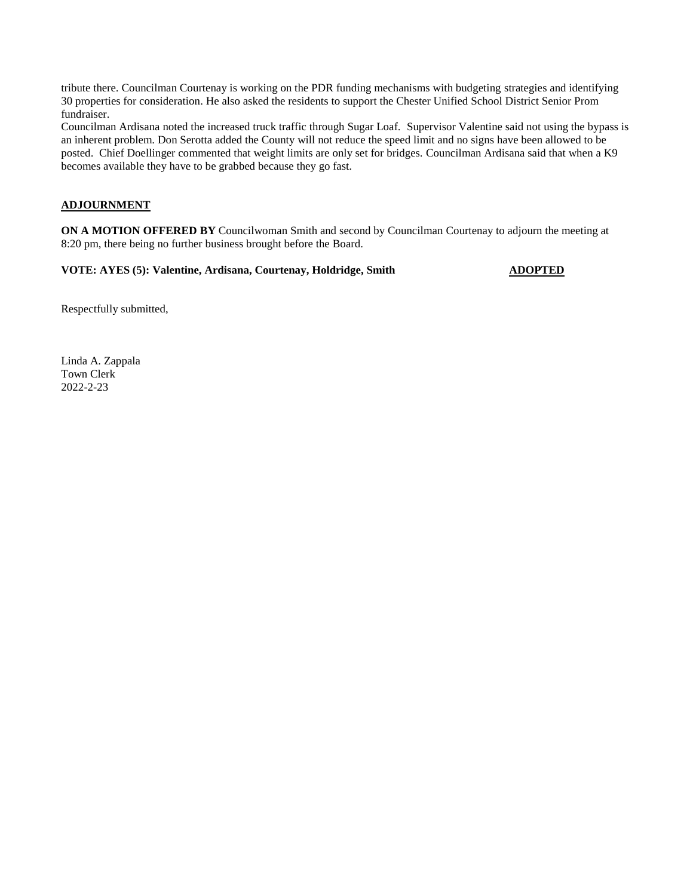tribute there. Councilman Courtenay is working on the PDR funding mechanisms with budgeting strategies and identifying 30 properties for consideration. He also asked the residents to support the Chester Unified School District Senior Prom fundraiser.

Councilman Ardisana noted the increased truck traffic through Sugar Loaf. Supervisor Valentine said not using the bypass is an inherent problem. Don Serotta added the County will not reduce the speed limit and no signs have been allowed to be posted. Chief Doellinger commented that weight limits are only set for bridges. Councilman Ardisana said that when a K9 becomes available they have to be grabbed because they go fast.

## ADJOURNMENT

**ON A MOTION OFFERED BY** Councilwoman Smith and second by Councilman Courtenay to adjourn the meeting at 8:20 pm, there being no further business brought before the Board.

**VOTE: AYES (5): Valentine, Ardisana, Courtenay, Holdridge, Smith** **ADOPTED**

Respectfully submitted,

Linda A. Zappala
Town Clerk
2022-2-23